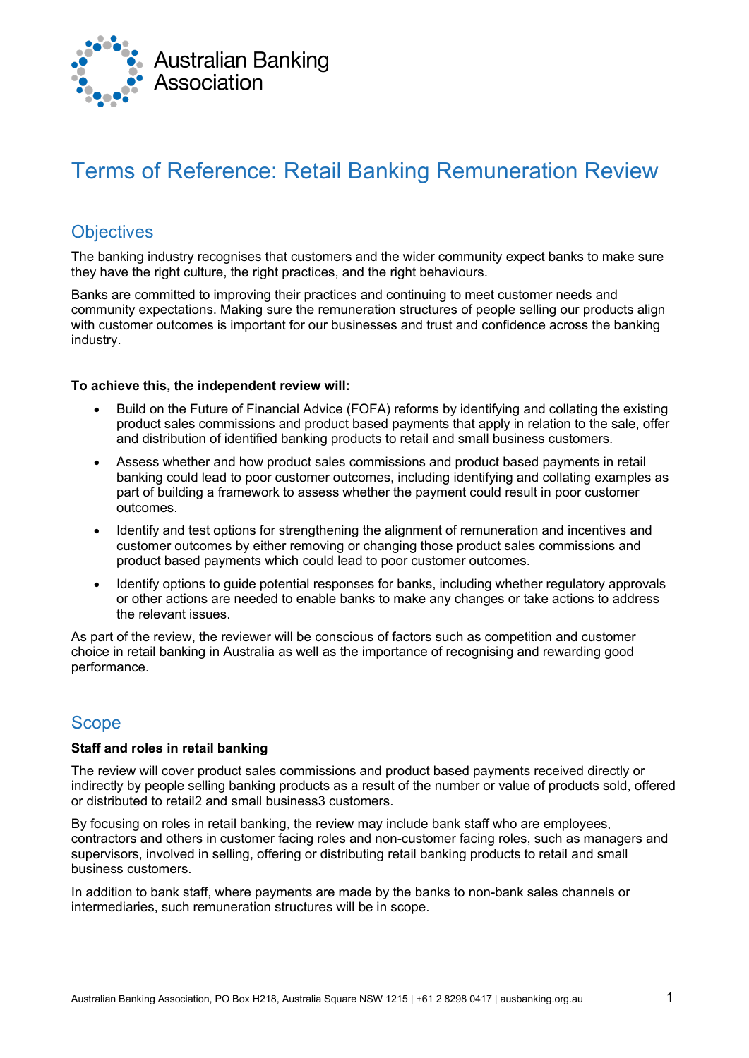Australian Banking Association

# Terms of Reference: Retail Banking Remuneration Review

## Objectives

The banking industry recognises that customers and the wider community expect banks to make sure they have the right culture, the right practices, and the right behaviours.

Banks are committed to improving their practices and continuing to meet customer needs and community expectations. Making sure the remuneration structures of people selling our products align with customer outcomes is important for our businesses and trust and confidence across the banking industry.

**To achieve this, the independent review will:**

- Build on the Future of Financial Advice (FOFA) reforms by identifying and collating the existing product sales commissions and product based payments that apply in relation to the sale, offer and distribution of identified banking products to retail and small business customers.
- Assess whether and how product sales commissions and product based payments in retail banking could lead to poor customer outcomes, including identifying and collating examples as part of building a framework to assess whether the payment could result in poor customer outcomes.
- Identify and test options for strengthening the alignment of remuneration and incentives and customer outcomes by either removing or changing those product sales commissions and product based payments which could lead to poor customer outcomes.
- Identify options to guide potential responses for banks, including whether regulatory approvals or other actions are needed to enable banks to make any changes or take actions to address the relevant issues.

As part of the review, the reviewer will be conscious of factors such as competition and customer choice in retail banking in Australia as well as the importance of recognising and rewarding good performance.

## Scope

**Staff and roles in retail banking**

The review will cover product sales commissions and product based payments received directly or indirectly by people selling banking products as a result of the number or value of products sold, offered or distributed to retail[2] and small business[3] customers.

By focusing on roles in retail banking, the review may include bank staff who are employees, contractors and others in customer facing roles and non-customer facing roles, such as managers and supervisors, involved in selling, offering or distributing retail banking products to retail and small business customers.

In addition to bank staff, where payments are made by the banks to non-bank sales channels or intermediaries, such remuneration structures will be in scope.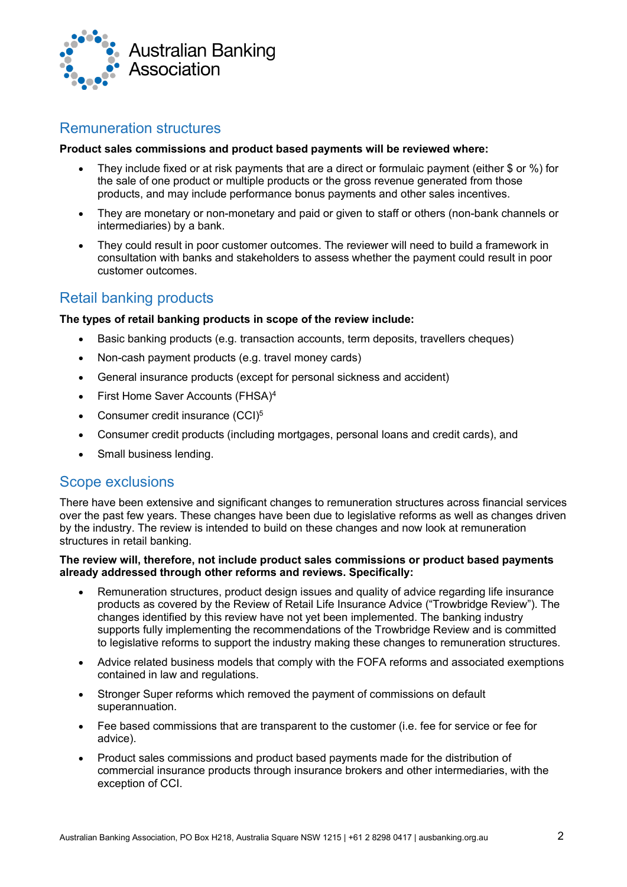## Remuneration structures

**Product sales commissions and product based payments will be reviewed where:**

- They include fixed or at risk payments that are a direct or formulaic payment (either $ or %) for the sale of one product or multiple products or the gross revenue generated from those products, and may include performance bonus payments and other sales incentives.
- They are monetary or non-monetary and paid or given to staff or others (non-bank channels or intermediaries) by a bank.
- They could result in poor customer outcomes. The reviewer will need to build a framework in consultation with banks and stakeholders to assess whether the payment could result in poor customer outcomes.

## Retail banking products

**The types of retail banking products in scope of the review include:**

- Basic banking products (e.g. transaction accounts, term deposits, travellers cheques)
- Non-cash payment products (e.g. travel money cards)
- General insurance products (except for personal sickness and accident)
- First Home Saver Accounts (FHSA)[4]
- Consumer credit insurance (CCI)[5]
- Consumer credit products (including mortgages, personal loans and credit cards), and
- Small business lending.

## Scope exclusions

There have been extensive and significant changes to remuneration structures across financial services over the past few years. These changes have been due to legislative reforms as well as changes driven by the industry. The review is intended to build on these changes and now look at remuneration structures in retail banking.

**The review will, therefore, not include product sales commissions or product based payments already addressed through other reforms and reviews. Specifically:**

- Remuneration structures, product design issues and quality of advice regarding life insurance products as covered by the Review of Retail Life Insurance Advice ("Trowbridge Review"). The changes identified by this review have not yet been implemented. The banking industry supports fully implementing the recommendations of the Trowbridge Review and is committed to legislative reforms to support the industry making these changes to remuneration structures.
- Advice related business models that comply with the FOFA reforms and associated exemptions contained in law and regulations.
- Stronger Super reforms which removed the payment of commissions on default superannuation.
- Fee based commissions that are transparent to the customer (i.e. fee for service or fee for advice).
- Product sales commissions and product based payments made for the distribution of commercial insurance products through insurance brokers and other intermediaries, with the exception of CCI.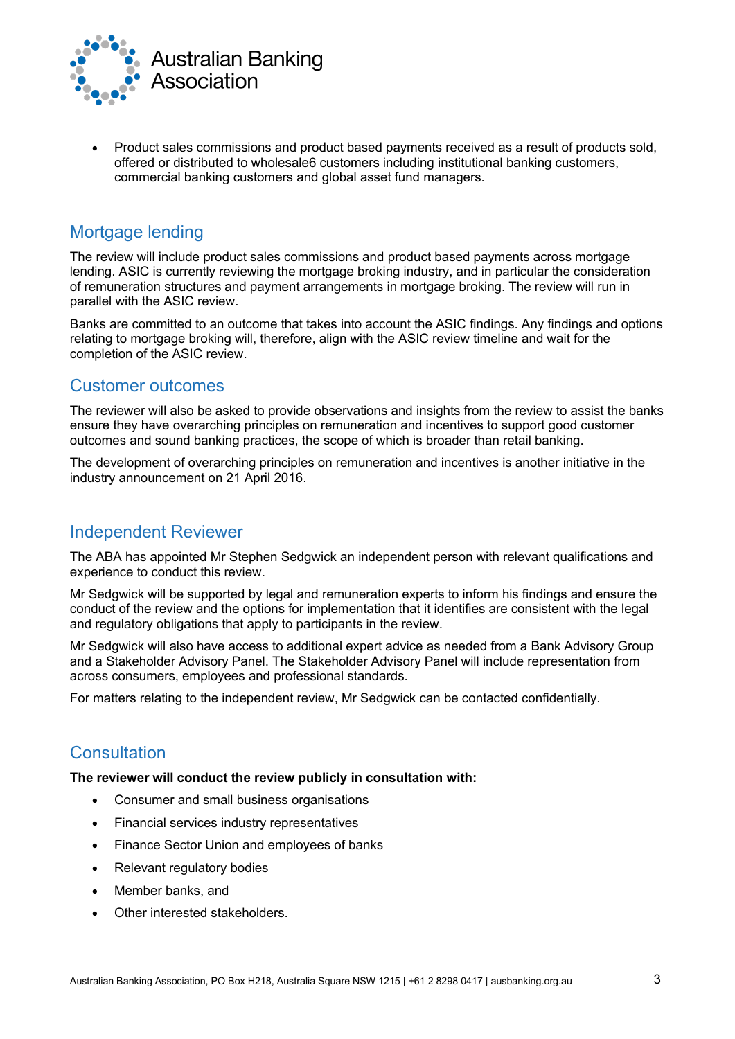- Product sales commissions and product based payments received as a result of products sold, offered or distributed to wholesale[6] customers including institutional banking customers, commercial banking customers and global asset fund managers.

## Mortgage lending

The review will include product sales commissions and product based payments across mortgage lending. ASIC is currently reviewing the mortgage broking industry, and in particular the consideration of remuneration structures and payment arrangements in mortgage broking. The review will run in parallel with the ASIC review.

Banks are committed to an outcome that takes into account the ASIC findings. Any findings and options relating to mortgage broking will, therefore, align with the ASIC review timeline and wait for the completion of the ASIC review.

## Customer outcomes

The reviewer will also be asked to provide observations and insights from the review to assist the banks ensure they have overarching principles on remuneration and incentives to support good customer outcomes and sound banking practices, the scope of which is broader than retail banking.

The development of overarching principles on remuneration and incentives is another initiative in the industry announcement on 21 April 2016.

## Independent Reviewer

The ABA has appointed Mr Stephen Sedgwick an independent person with relevant qualifications and experience to conduct this review.

Mr Sedgwick will be supported by legal and remuneration experts to inform his findings and ensure the conduct of the review and the options for implementation that it identifies are consistent with the legal and regulatory obligations that apply to participants in the review.

Mr Sedgwick will also have access to additional expert advice as needed from a Bank Advisory Group and a Stakeholder Advisory Panel. The Stakeholder Advisory Panel will include representation from across consumers, employees and professional standards.

For matters relating to the independent review, Mr Sedgwick can be contacted confidentially.

## Consultation

**The reviewer will conduct the review publicly in consultation with:**

- Consumer and small business organisations
- Financial services industry representatives
- Finance Sector Union and employees of banks
- Relevant regulatory bodies
- Member banks, and
- Other interested stakeholders.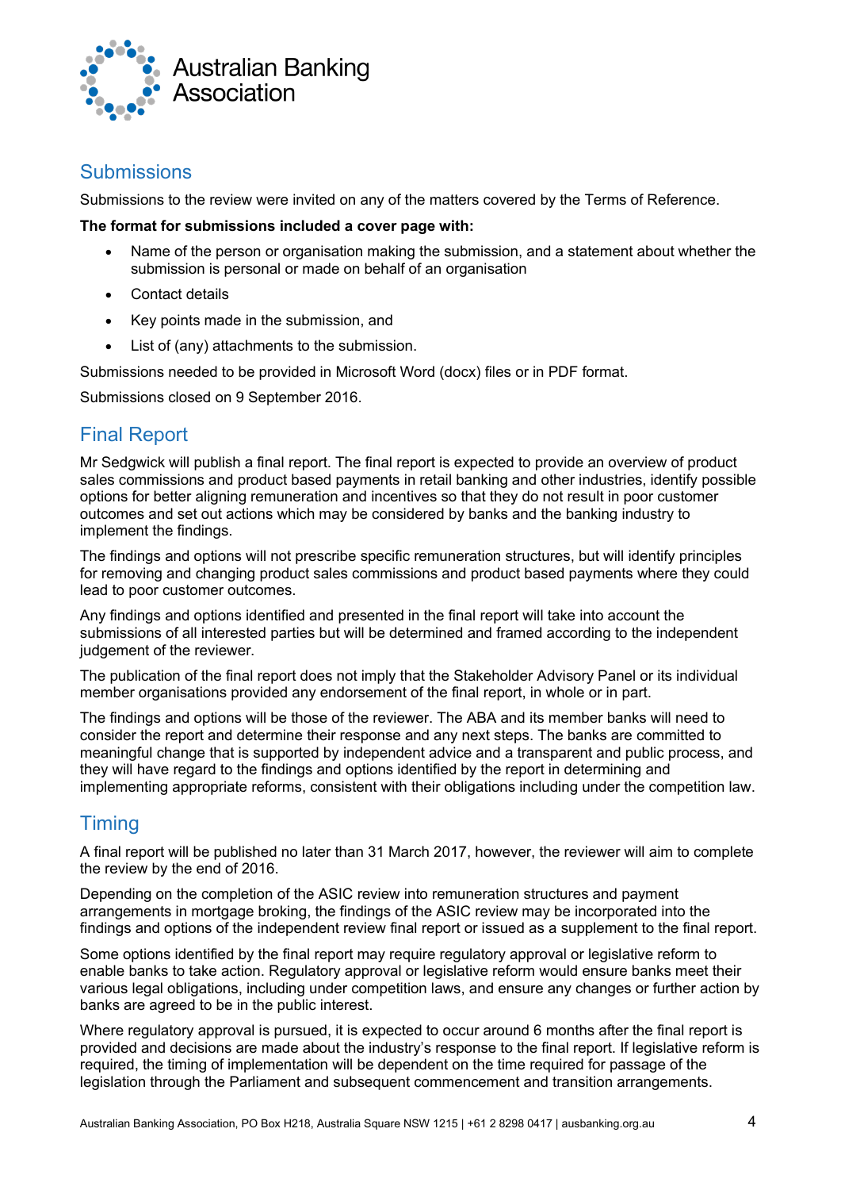## Submissions

Submissions to the review were invited on any of the matters covered by the Terms of Reference.

**The format for submissions included a cover page with:**

- Name of the person or organisation making the submission, and a statement about whether the submission is personal or made on behalf of an organisation
- Contact details
- Key points made in the submission, and
- List of (any) attachments to the submission.

Submissions needed to be provided in Microsoft Word (docx) files or in PDF format.

Submissions closed on 9 September 2016.

## Final Report

Mr Sedgwick will publish a final report. The final report is expected to provide an overview of product sales commissions and product based payments in retail banking and other industries, identify possible options for better aligning remuneration and incentives so that they do not result in poor customer outcomes and set out actions which may be considered by banks and the banking industry to implement the findings.

The findings and options will not prescribe specific remuneration structures, but will identify principles for removing and changing product sales commissions and product based payments where they could lead to poor customer outcomes.

Any findings and options identified and presented in the final report will take into account the submissions of all interested parties but will be determined and framed according to the independent judgement of the reviewer.

The publication of the final report does not imply that the Stakeholder Advisory Panel or its individual member organisations provided any endorsement of the final report, in whole or in part.

The findings and options will be those of the reviewer. The ABA and its member banks will need to consider the report and determine their response and any next steps. The banks are committed to meaningful change that is supported by independent advice and a transparent and public process, and they will have regard to the findings and options identified by the report in determining and implementing appropriate reforms, consistent with their obligations including under the competition law.

## Timing

A final report will be published no later than 31 March 2017, however, the reviewer will aim to complete the review by the end of 2016.

Depending on the completion of the ASIC review into remuneration structures and payment arrangements in mortgage broking, the findings of the ASIC review may be incorporated into the findings and options of the independent review final report or issued as a supplement to the final report.

Some options identified by the final report may require regulatory approval or legislative reform to enable banks to take action. Regulatory approval or legislative reform would ensure banks meet their various legal obligations, including under competition laws, and ensure any changes or further action by banks are agreed to be in the public interest.

Where regulatory approval is pursued, it is expected to occur around 6 months after the final report is provided and decisions are made about the industry's response to the final report. If legislative reform is required, the timing of implementation will be dependent on the time required for passage of the legislation through the Parliament and subsequent commencement and transition arrangements.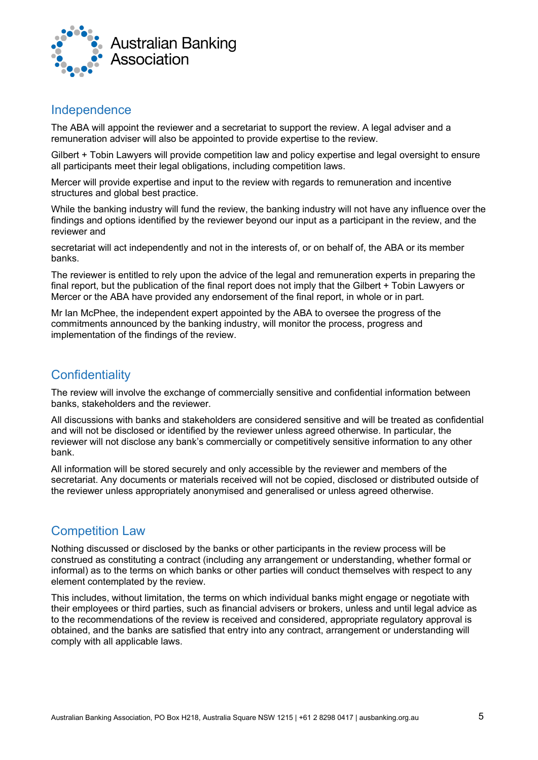## Independence

The ABA will appoint the reviewer and a secretariat to support the review. A legal adviser and a remuneration adviser will also be appointed to provide expertise to the review.

Gilbert + Tobin Lawyers will provide competition law and policy expertise and legal oversight to ensure all participants meet their legal obligations, including competition laws.

Mercer will provide expertise and input to the review with regards to remuneration and incentive structures and global best practice.

While the banking industry will fund the review, the banking industry will not have any influence over the findings and options identified by the reviewer beyond our input as a participant in the review, and the reviewer and

secretariat will act independently and not in the interests of, or on behalf of, the ABA or its member banks.

The reviewer is entitled to rely upon the advice of the legal and remuneration experts in preparing the final report, but the publication of the final report does not imply that the Gilbert + Tobin Lawyers or Mercer or the ABA have provided any endorsement of the final report, in whole or in part.

Mr Ian McPhee, the independent expert appointed by the ABA to oversee the progress of the commitments announced by the banking industry, will monitor the process, progress and implementation of the findings of the review.

## Confidentiality

The review will involve the exchange of commercially sensitive and confidential information between banks, stakeholders and the reviewer.

All discussions with banks and stakeholders are considered sensitive and will be treated as confidential and will not be disclosed or identified by the reviewer unless agreed otherwise. In particular, the reviewer will not disclose any bank's commercially or competitively sensitive information to any other bank.

All information will be stored securely and only accessible by the reviewer and members of the secretariat. Any documents or materials received will not be copied, disclosed or distributed outside of the reviewer unless appropriately anonymised and generalised or unless agreed otherwise.

## Competition Law

Nothing discussed or disclosed by the banks or other participants in the review process will be construed as constituting a contract (including any arrangement or understanding, whether formal or informal) as to the terms on which banks or other parties will conduct themselves with respect to any element contemplated by the review.

This includes, without limitation, the terms on which individual banks might engage or negotiate with their employees or third parties, such as financial advisers or brokers, unless and until legal advice as to the recommendations of the review is received and considered, appropriate regulatory approval is obtained, and the banks are satisfied that entry into any contract, arrangement or understanding will comply with all applicable laws.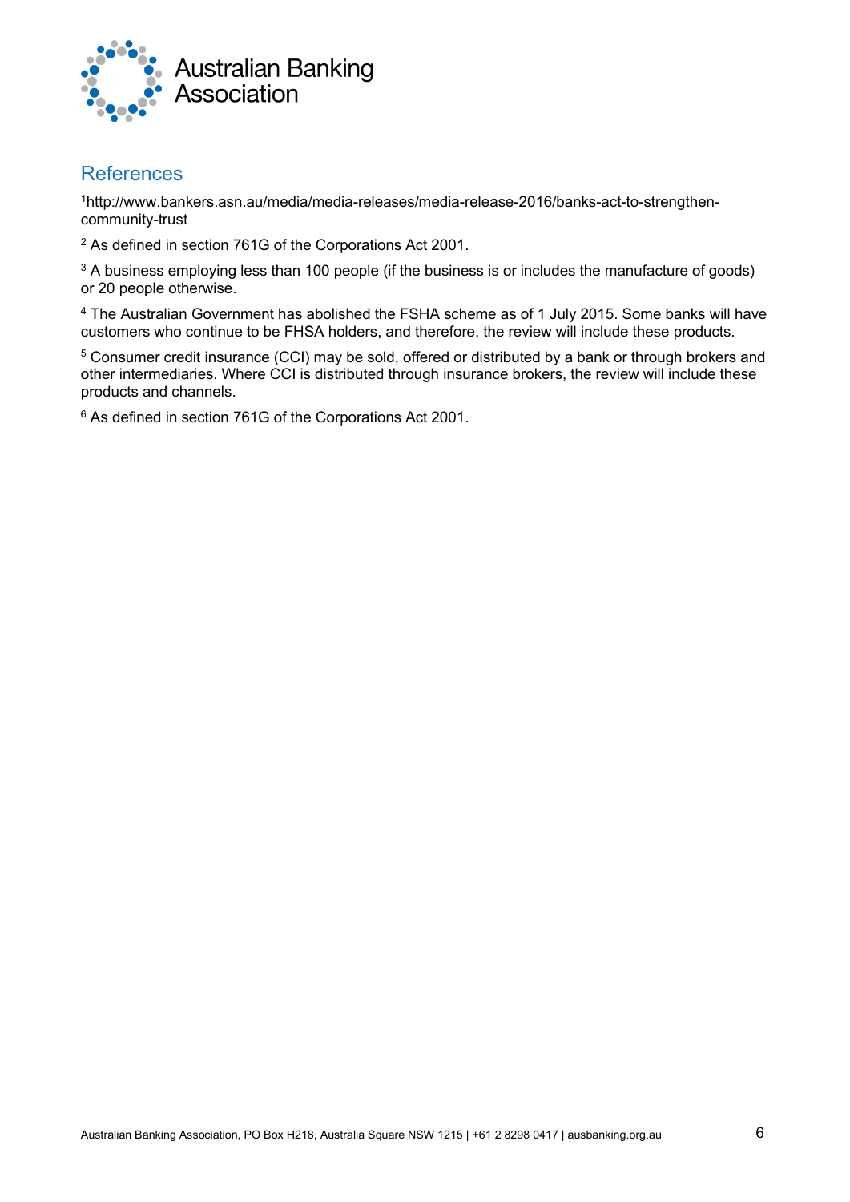## References

[1]http://www.bankers.asn.au/media/media-releases/media-release-2016/banks-act-to-strengthen-community-trust

[2] As defined in section 761G of the Corporations Act 2001.

[3] A business employing less than 100 people (if the business is or includes the manufacture of goods) or 20 people otherwise.

[4] The Australian Government has abolished the FSHA scheme as of 1 July 2015. Some banks will have customers who continue to be FHSA holders, and therefore, the review will include these products.

[5] Consumer credit insurance (CCI) may be sold, offered or distributed by a bank or through brokers and other intermediaries. Where CCI is distributed through insurance brokers, the review will include these products and channels.

[6] As defined in section 761G of the Corporations Act 2001.